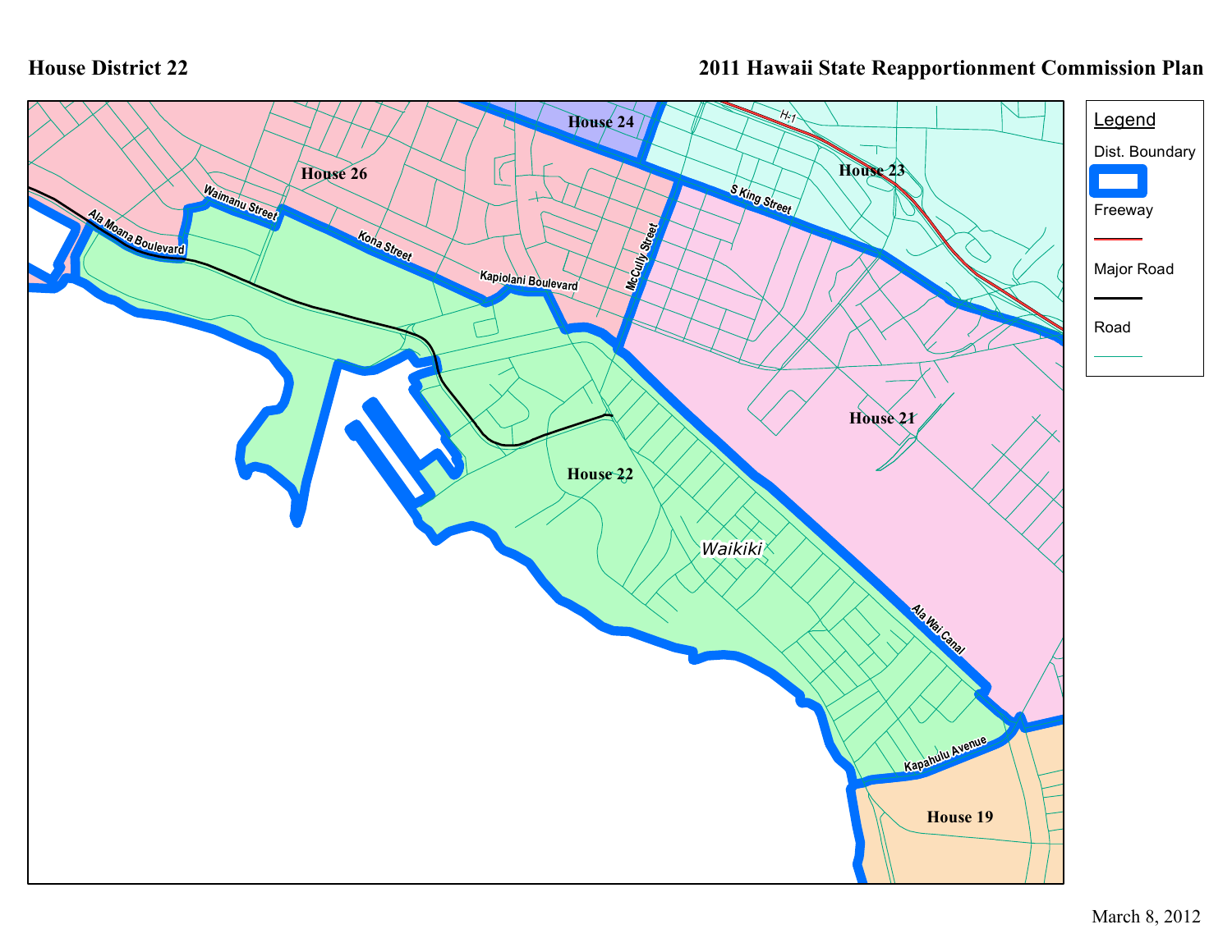# House District 22

**2011 Hawaii State Reapportionment Commission Plan**

House 24

House 26

House 23

House 21

House 22

House 19

Waikiki

H-1

S King Street

McCully Street

Kapiolani Boulevard

Kona Street

Waimanu Street

Ala Moana Boulevard

Ala Wai Canal

Kapahulu Avenue

Legend

Dist. Boundary

Freeway

Major Road

Road

March 8, 2012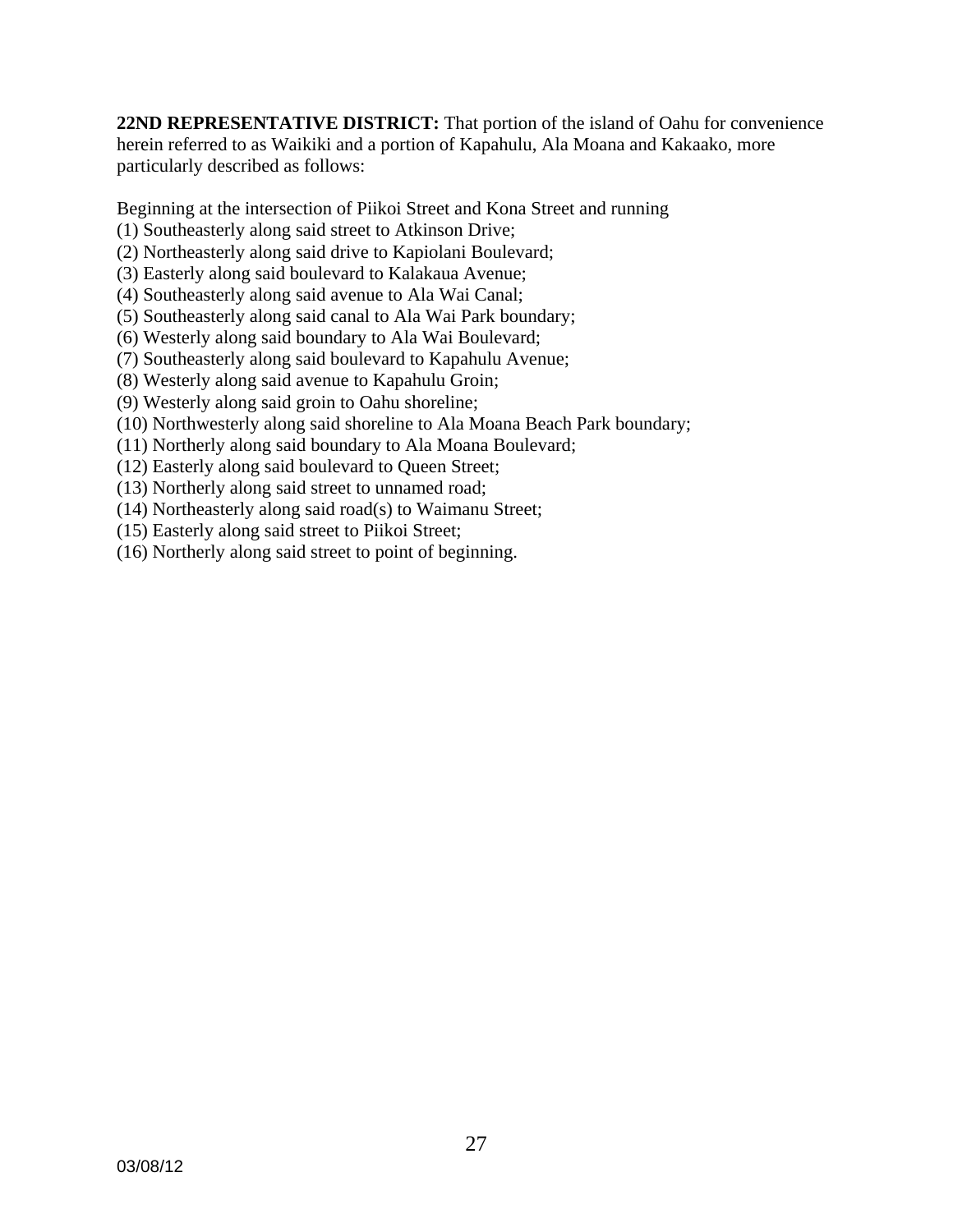**22ND REPRESENTATIVE DISTRICT:** That portion of the island of Oahu for convenience herein referred to as Waikiki and a portion of Kapahulu, Ala Moana and Kakaako, more particularly described as follows:

Beginning at the intersection of Piikoi Street and Kona Street and running
(1) Southeasterly along said street to Atkinson Drive;
(2) Northeasterly along said drive to Kapiolani Boulevard;
(3) Easterly along said boulevard to Kalakaua Avenue;
(4) Southeasterly along said avenue to Ala Wai Canal;
(5) Southeasterly along said canal to Ala Wai Park boundary;
(6) Westerly along said boundary to Ala Wai Boulevard;
(7) Southeasterly along said boulevard to Kapahulu Avenue;
(8) Westerly along said avenue to Kapahulu Groin;
(9) Westerly along said groin to Oahu shoreline;
(10) Northwesterly along said shoreline to Ala Moana Beach Park boundary;
(11) Northerly along said boundary to Ala Moana Boulevard;
(12) Easterly along said boulevard to Queen Street;
(13) Northerly along said street to unnamed road;
(14) Northeasterly along said road(s) to Waimanu Street;
(15) Easterly along said street to Piikoi Street;
(16) Northerly along said street to point of beginning.